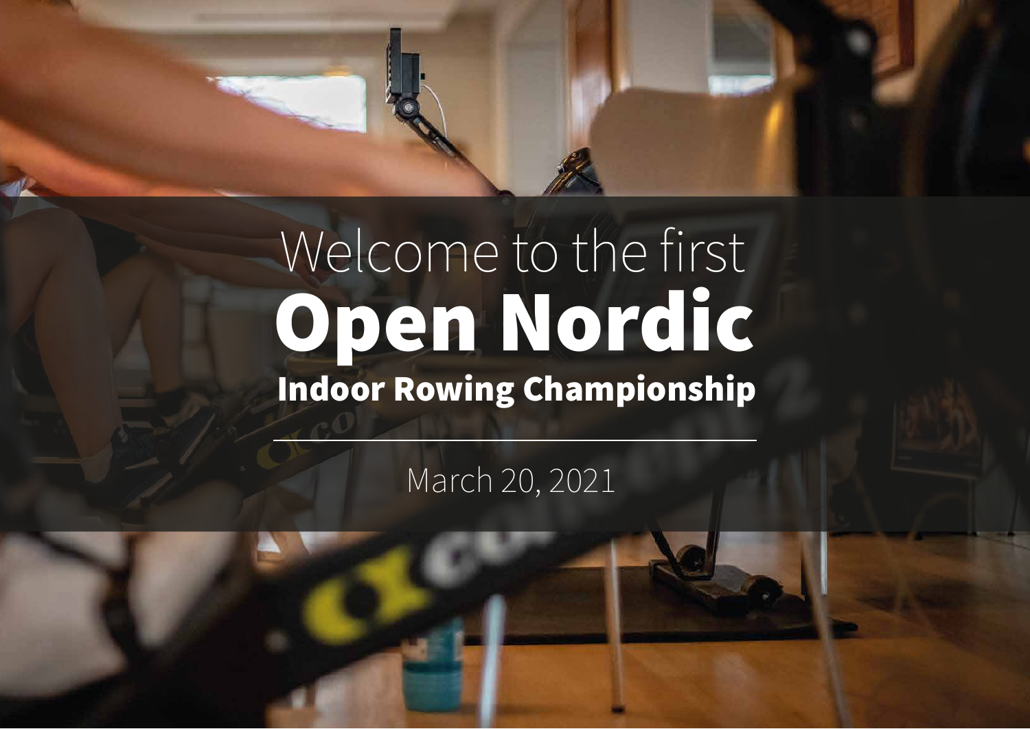Welcome to the first

# Open Nordic

## Indoor Rowing Championship

---

March 20, 2021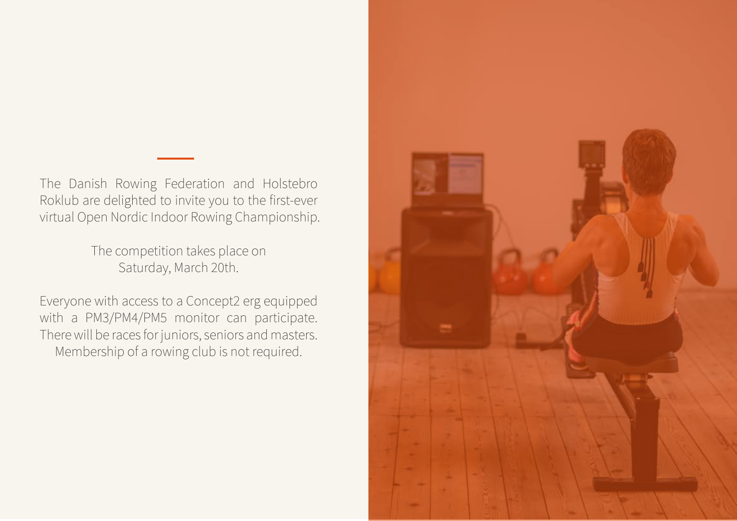The Danish Rowing Federation and Holstebro Roklub are delighted to invite you to the first-ever virtual Open Nordic Indoor Rowing Championship.

The competition takes place on Saturday, March 20th.

Everyone with access to a Concept2 erg equipped with a PM3/PM4/PM5 monitor can participate. There will be races for juniors, seniors and masters. Membership of a rowing club is not required.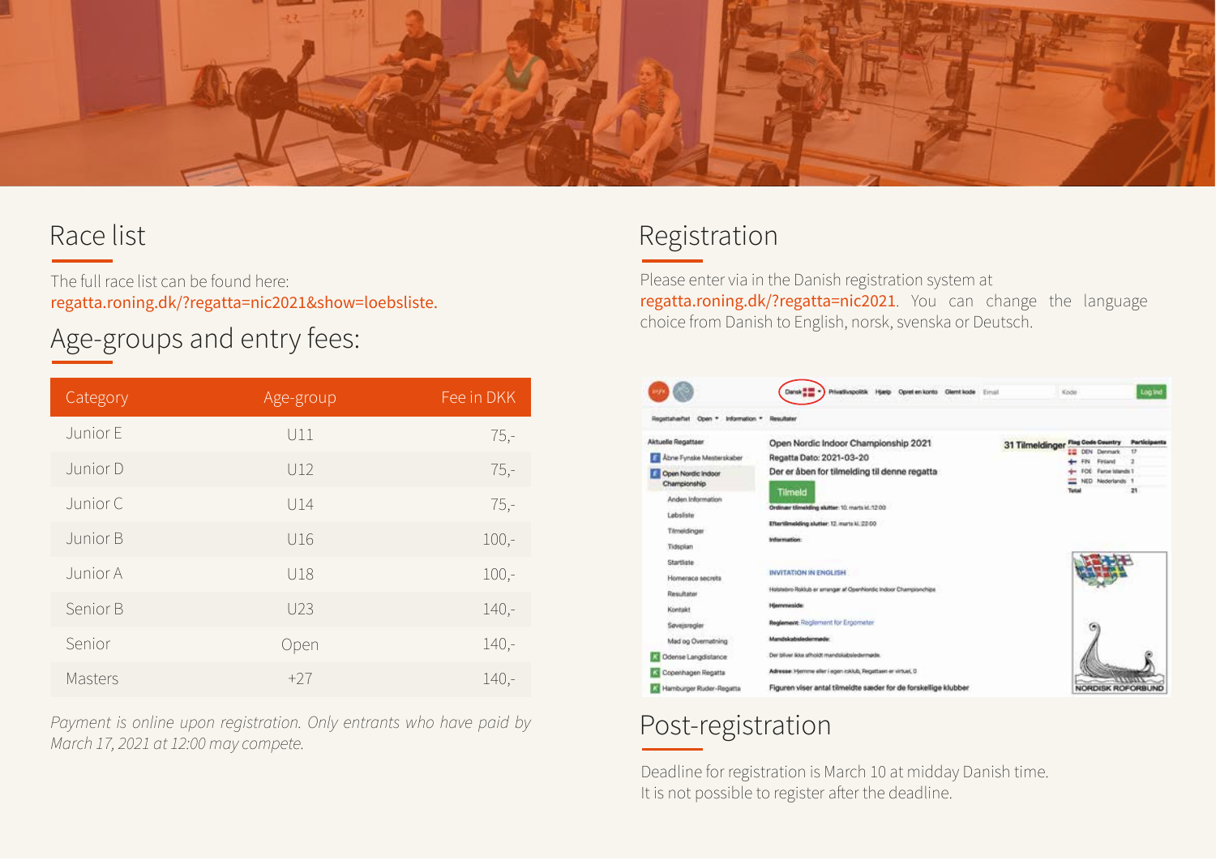## Race list

The full race list can be found here:
regatta.roning.dk/?regatta=nic2021&show=loebsliste.

## Age-groups and entry fees:

| Category | Age-group | Fee in DKK |
|---|---|---|
| Junior E | U11 | 75,- |
| Junior D | U12 | 75,- |
| Junior C | U14 | 75,- |
| Junior B | U16 | 100,- |
| Junior A | U18 | 100,- |
| Senior B | U23 | 140,- |
| Senior | Open | 140,- |
| Masters | +27 | 140,- |

*Payment is online upon registration. Only entrants who have paid by March 17, 2021 at 12:00 may compete.*

## Registration

Please enter via in the Danish registration system at regatta.roning.dk/?regatta=nic2021. You can change the language choice from Danish to English, norsk, svenska or Deutsch.

## Post-registration

Deadline for registration is March 10 at midday Danish time.
It is not possible to register after the deadline.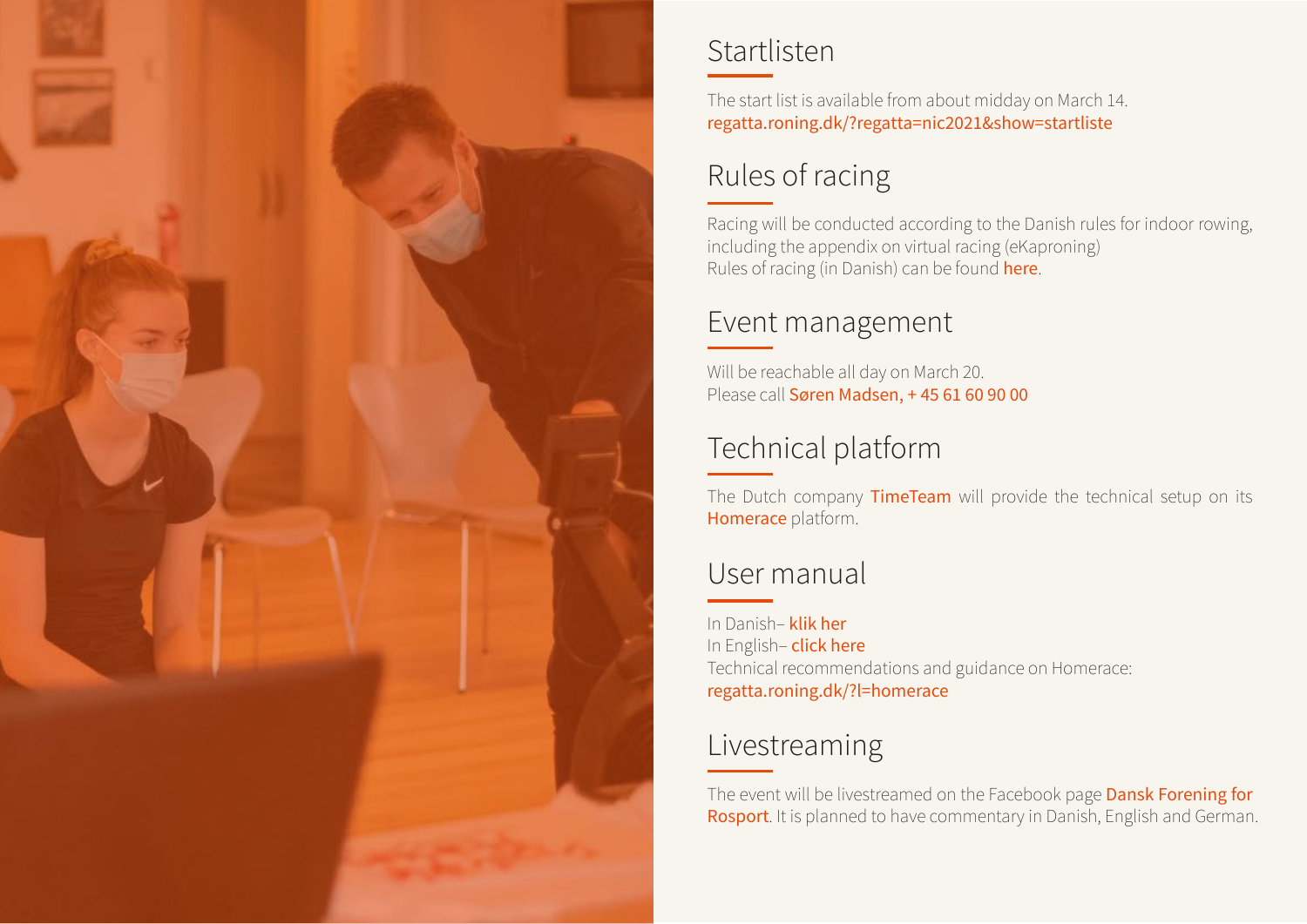## Startlisten

The start list is available from about midday on March 14.
regatta.roning.dk/?regatta=nic2021&show=startliste

## Rules of racing

Racing will be conducted according to the Danish rules for indoor rowing, including the appendix on virtual racing (eKaproning)
Rules of racing (in Danish) can be found here.

## Event management

Will be reachable all day on March 20.
Please call Søren Madsen, + 45 61 60 90 00

## Technical platform

The Dutch company TimeTeam will provide the technical setup on its Homerace platform.

## User manual

In Danish– klik her
In English– click here
Technical recommendations and guidance on Homerace:
regatta.roning.dk/?l=homerace

## Livestreaming

The event will be livestreamed on the Facebook page Dansk Forening for Rosport. It is planned to have commentary in Danish, English and German.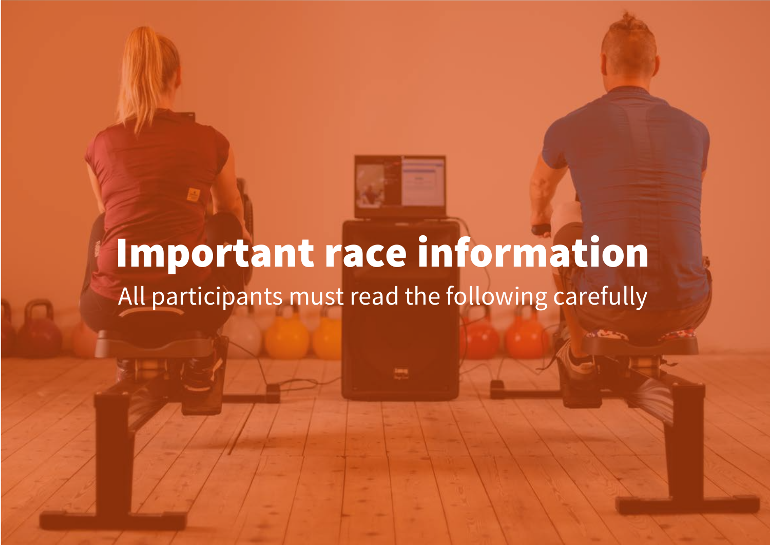# Important race information

All participants must read the following carefully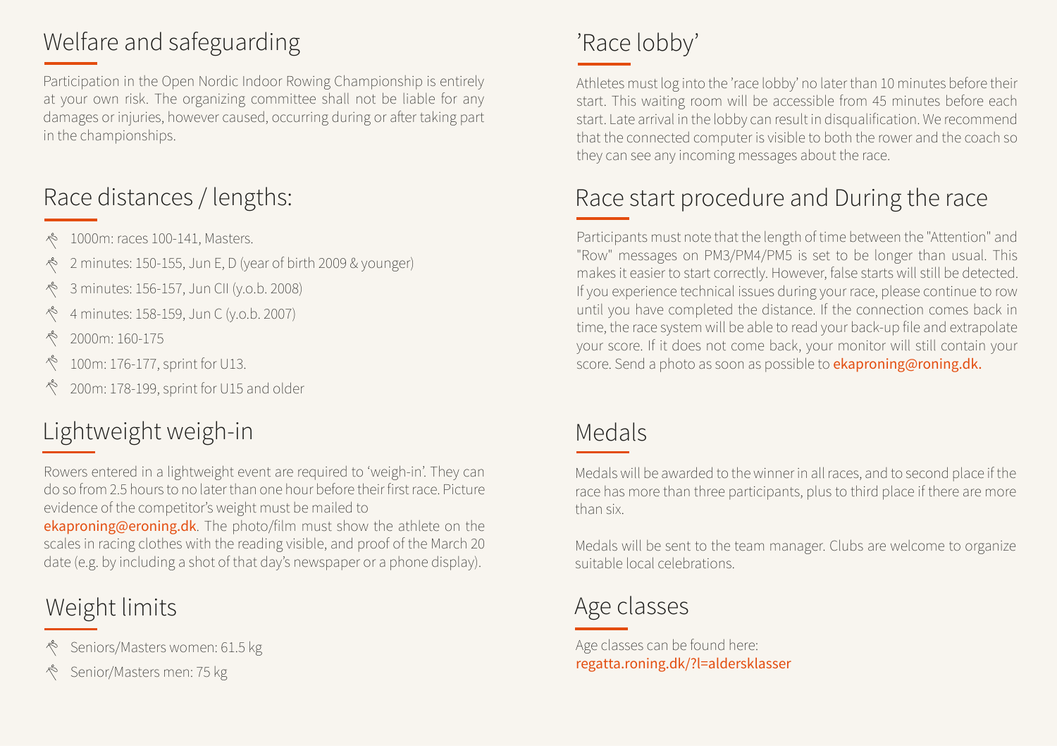## Welfare and safeguarding

Participation in the Open Nordic Indoor Rowing Championship is entirely at your own risk. The organizing committee shall not be liable for any damages or injuries, however caused, occurring during or after taking part in the championships.

## Race distances / lengths:

- 1000m: races 100-141, Masters.
- 2 minutes: 150-155, Jun E, D (year of birth 2009 & younger)
- 3 minutes: 156-157, Jun CII (y.o.b. 2008)
- 4 minutes: 158-159, Jun C (y.o.b. 2007)
- 2000m: 160-175
- 100m: 176-177, sprint for U13.
- 200m: 178-199, sprint for U15 and older

## Lightweight weigh-in

Rowers entered in a lightweight event are required to 'weigh-in'. They can do so from 2.5 hours to no later than one hour before their first race. Picture evidence of the competitor's weight must be mailed to ekaproning@eroning.dk. The photo/film must show the athlete on the scales in racing clothes with the reading visible, and proof of the March 20 date (e.g. by including a shot of that day's newspaper or a phone display).

## Weight limits

- Seniors/Masters women: 61.5 kg
- Senior/Masters men: 75 kg

## 'Race lobby'

Athletes must log into the 'race lobby' no later than 10 minutes before their start. This waiting room will be accessible from 45 minutes before each start. Late arrival in the lobby can result in disqualification. We recommend that the connected computer is visible to both the rower and the coach so they can see any incoming messages about the race.

## Race start procedure and During the race

Participants must note that the length of time between the "Attention" and "Row" messages on PM3/PM4/PM5 is set to be longer than usual. This makes it easier to start correctly. However, false starts will still be detected. If you experience technical issues during your race, please continue to row until you have completed the distance. If the connection comes back in time, the race system will be able to read your back-up file and extrapolate your score. If it does not come back, your monitor will still contain your score. Send a photo as soon as possible to ekaproning@roning.dk.

## Medals

Medals will be awarded to the winner in all races, and to second place if the race has more than three participants, plus to third place if there are more than six.

Medals will be sent to the team manager. Clubs are welcome to organize suitable local celebrations.

## Age classes

Age classes can be found here:
regatta.roning.dk/?l=aldersklasser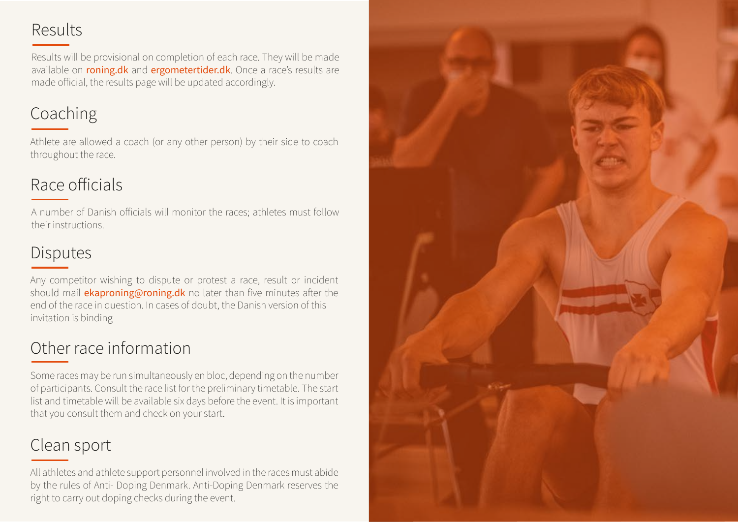## Results

Results will be provisional on completion of each race. They will be made available on roning.dk and ergometertider.dk. Once a race's results are made official, the results page will be updated accordingly.

## Coaching

Athlete are allowed a coach (or any other person) by their side to coach throughout the race.

## Race officials

A number of Danish officials will monitor the races; athletes must follow their instructions.

## Disputes

Any competitor wishing to dispute or protest a race, result or incident should mail ekaproning@roning.dk no later than five minutes after the end of the race in question. In cases of doubt, the Danish version of this invitation is binding

## Other race information

Some races may be run simultaneously en bloc, depending on the number of participants. Consult the race list for the preliminary timetable. The start list and timetable will be available six days before the event. It is important that you consult them and check on your start.

## Clean sport

All athletes and athlete support personnel involved in the races must abide by the rules of Anti- Doping Denmark. Anti-Doping Denmark reserves the right to carry out doping checks during the event.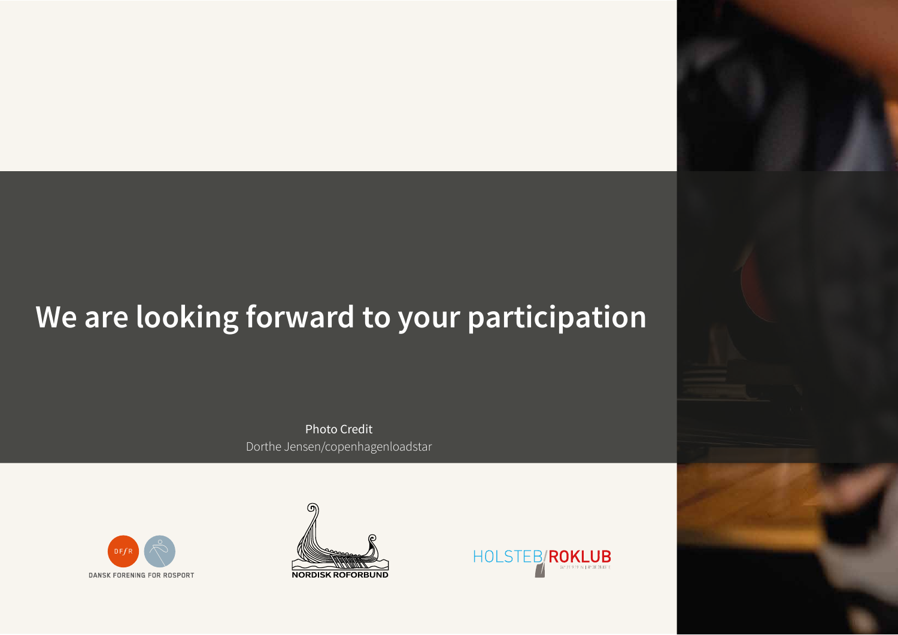# We are looking forward to your participation

Photo Credit
Dorthe Jensen/copenhagenloadstar

DANSK FORENING FOR ROSPORT

NORDISK ROFORBUND

HOLSTEBRO ROKLUB